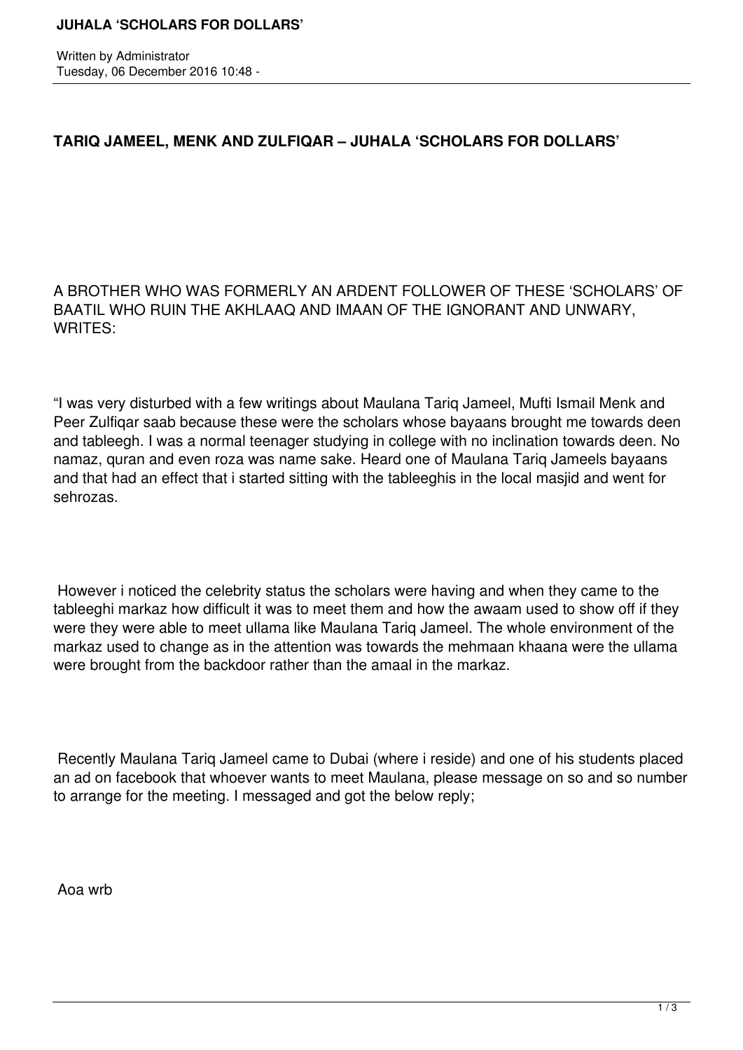Written by Administrator
Tuesday, 06 December 2016 10:48 -

## TARIQ JAMEEL, MENK AND ZULFIQAR – JUHALA 'SCHOLARS FOR DOLLARS'

A BROTHER WHO WAS FORMERLY AN ARDENT FOLLOWER OF THESE 'SCHOLARS' OF BAATIL WHO RUIN THE AKHLAAQ AND IMAAN OF THE IGNORANT AND UNWARY, WRITES:

"I was very disturbed with a few writings about Maulana Tariq Jameel, Mufti Ismail Menk and Peer Zulfiqar saab because these were the scholars whose bayaans brought me towards deen and tableegh. I was a normal teenager studying in college with no inclination towards deen. No namaz, quran and even roza was name sake. Heard one of Maulana Tariq Jameels bayaans and that had an effect that i started sitting with the tableeghis in the local masjid and went for sehrozas.

However i noticed the celebrity status the scholars were having and when they came to the tableeghi markaz how difficult it was to meet them and how the awaam used to show off if they were they were able to meet ullama like Maulana Tariq Jameel. The whole environment of the markaz used to change as in the attention was towards the mehmaan khaana were the ullama were brought from the backdoor rather than the amaal in the markaz.

Recently Maulana Tariq Jameel came to Dubai (where i reside) and one of his students placed an ad on facebook that whoever wants to meet Maulana, please message on so and so number to arrange for the meeting. I messaged and got the below reply;

Aoa wrb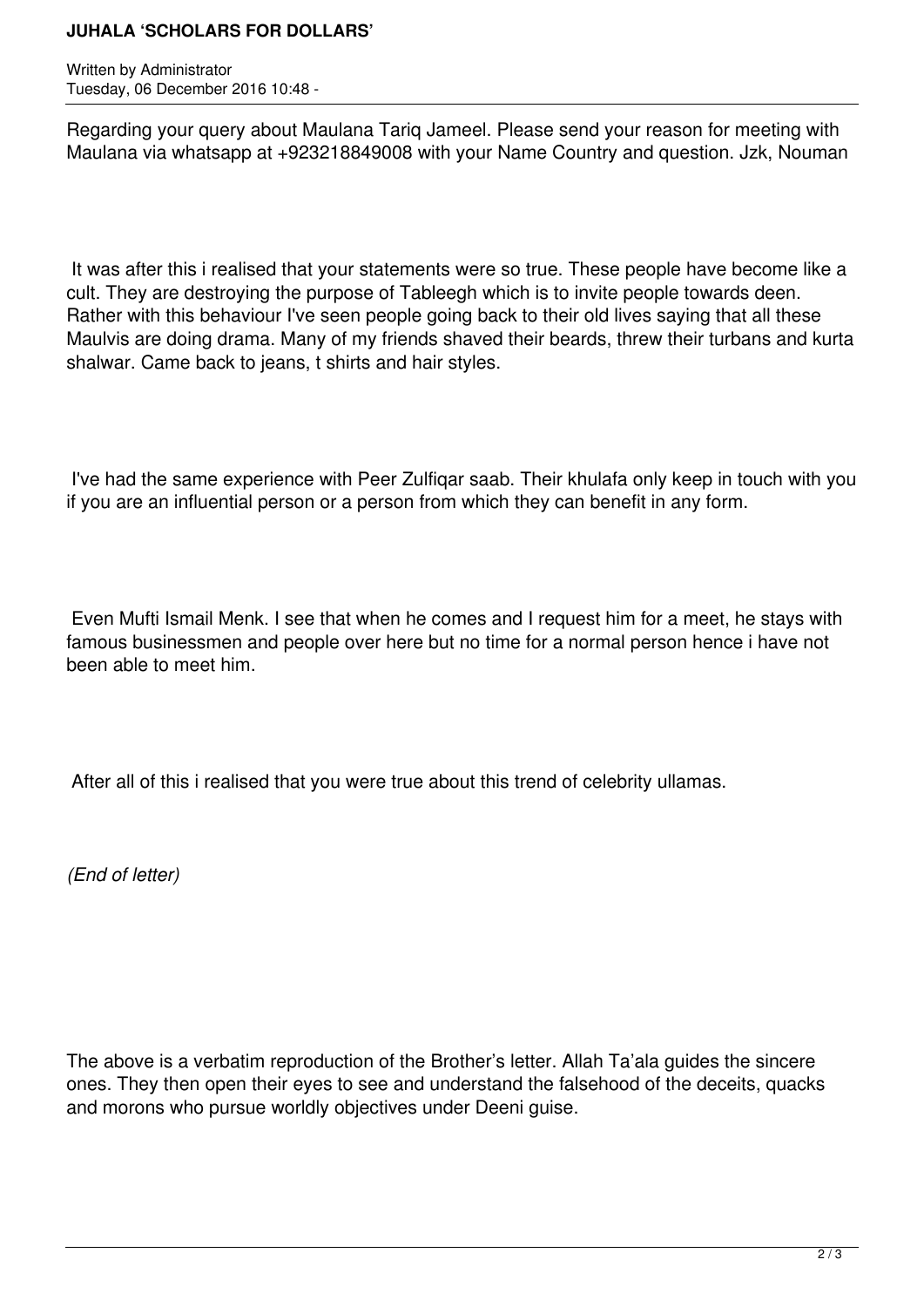Regarding your query about Maulana Tariq Jameel. Please send your reason for meeting with Maulana via whatsapp at +923218849008 with your Name Country and question. Jzk, Nouman

It was after this i realised that your statements were so true. These people have become like a cult. They are destroying the purpose of Tableegh which is to invite people towards deen. Rather with this behaviour I've seen people going back to their old lives saying that all these Maulvis are doing drama. Many of my friends shaved their beards, threw their turbans and kurta shalwar. Came back to jeans, t shirts and hair styles.

I've had the same experience with Peer Zulfiqar saab. Their khulafa only keep in touch with you if you are an influential person or a person from which they can benefit in any form.

Even Mufti Ismail Menk. I see that when he comes and I request him for a meet, he stays with famous businessmen and people over here but no time for a normal person hence i have not been able to meet him.

After all of this i realised that you were true about this trend of celebrity ullamas.

*(End of letter)*

The above is a verbatim reproduction of the Brother's letter. Allah Ta'ala guides the sincere ones. They then open their eyes to see and understand the falsehood of the deceits, quacks and morons who pursue worldly objectives under Deeni guise.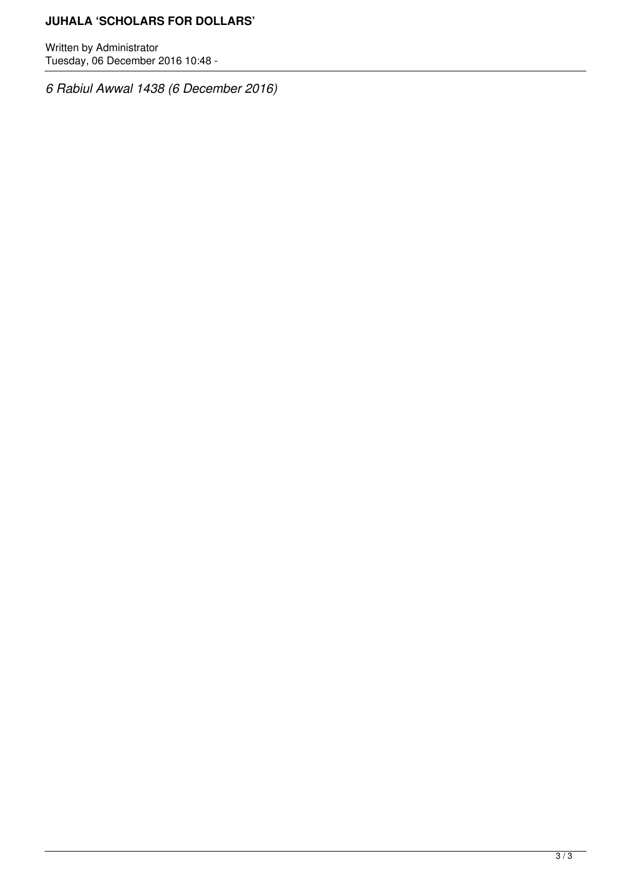*6 Rabiul Awwal 1438 (6 December 2016)*